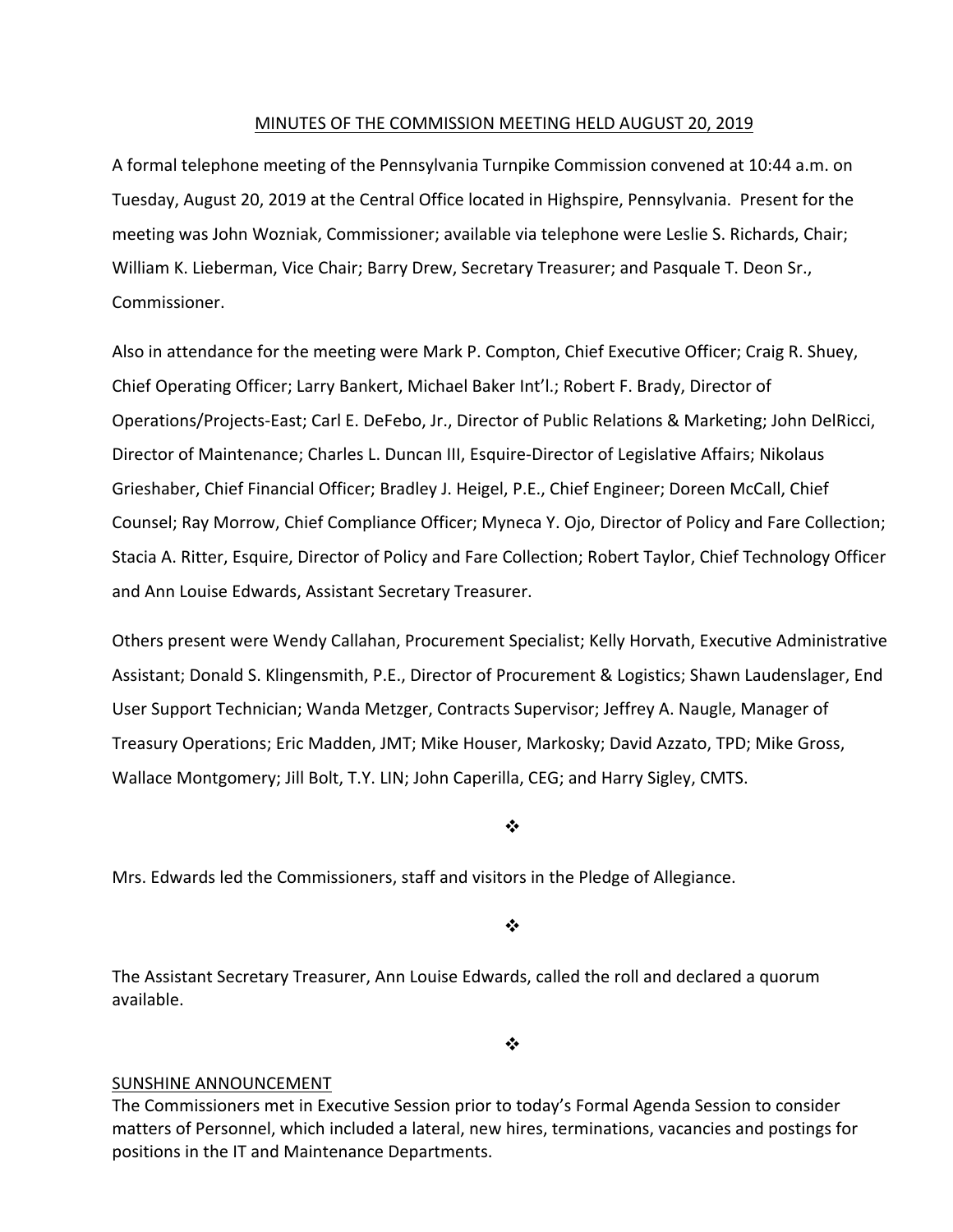# MINUTES OF THE COMMISSION MEETING HELD AUGUST 20, 2019

A formal telephone meeting of the Pennsylvania Turnpike Commission convened at 10:44 a.m. on Tuesday, August 20, 2019 at the Central Office located in Highspire, Pennsylvania. Present for the meeting was John Wozniak, Commissioner; available via telephone were Leslie S. Richards, Chair; William K. Lieberman, Vice Chair; Barry Drew, Secretary Treasurer; and Pasquale T. Deon Sr., Commissioner.

Also in attendance for the meeting were Mark P. Compton, Chief Executive Officer; Craig R. Shuey, Chief Operating Officer; Larry Bankert, Michael Baker Int'l.; Robert F. Brady, Director of Operations/Projects-East; Carl E. DeFebo, Jr., Director of Public Relations & Marketing; John DelRicci, Director of Maintenance; Charles L. Duncan III, Esquire-Director of Legislative Affairs; Nikolaus Grieshaber, Chief Financial Officer; Bradley J. Heigel, P.E., Chief Engineer; Doreen McCall, Chief Counsel; Ray Morrow, Chief Compliance Officer; Myneca Y. Ojo, Director of Policy and Fare Collection; Stacia A. Ritter, Esquire, Director of Policy and Fare Collection; Robert Taylor, Chief Technology Officer and Ann Louise Edwards, Assistant Secretary Treasurer.

Others present were Wendy Callahan, Procurement Specialist; Kelly Horvath, Executive Administrative Assistant; Donald S. Klingensmith, P.E., Director of Procurement & Logistics; Shawn Laudenslager, End User Support Technician; Wanda Metzger, Contracts Supervisor; Jeffrey A. Naugle, Manager of Treasury Operations; Eric Madden, JMT; Mike Houser, Markosky; David Azzato, TPD; Mike Gross, Wallace Montgomery; Jill Bolt, T.Y. LIN; John Caperilla, CEG; and Harry Sigley, CMTS.

❖

Mrs. Edwards led the Commissioners, staff and visitors in the Pledge of Allegiance.

❖

The Assistant Secretary Treasurer, Ann Louise Edwards, called the roll and declared a quorum available.

❖

## SUNSHINE ANNOUNCEMENT

The Commissioners met in Executive Session prior to today's Formal Agenda Session to consider matters of Personnel, which included a lateral, new hires, terminations, vacancies and postings for positions in the IT and Maintenance Departments.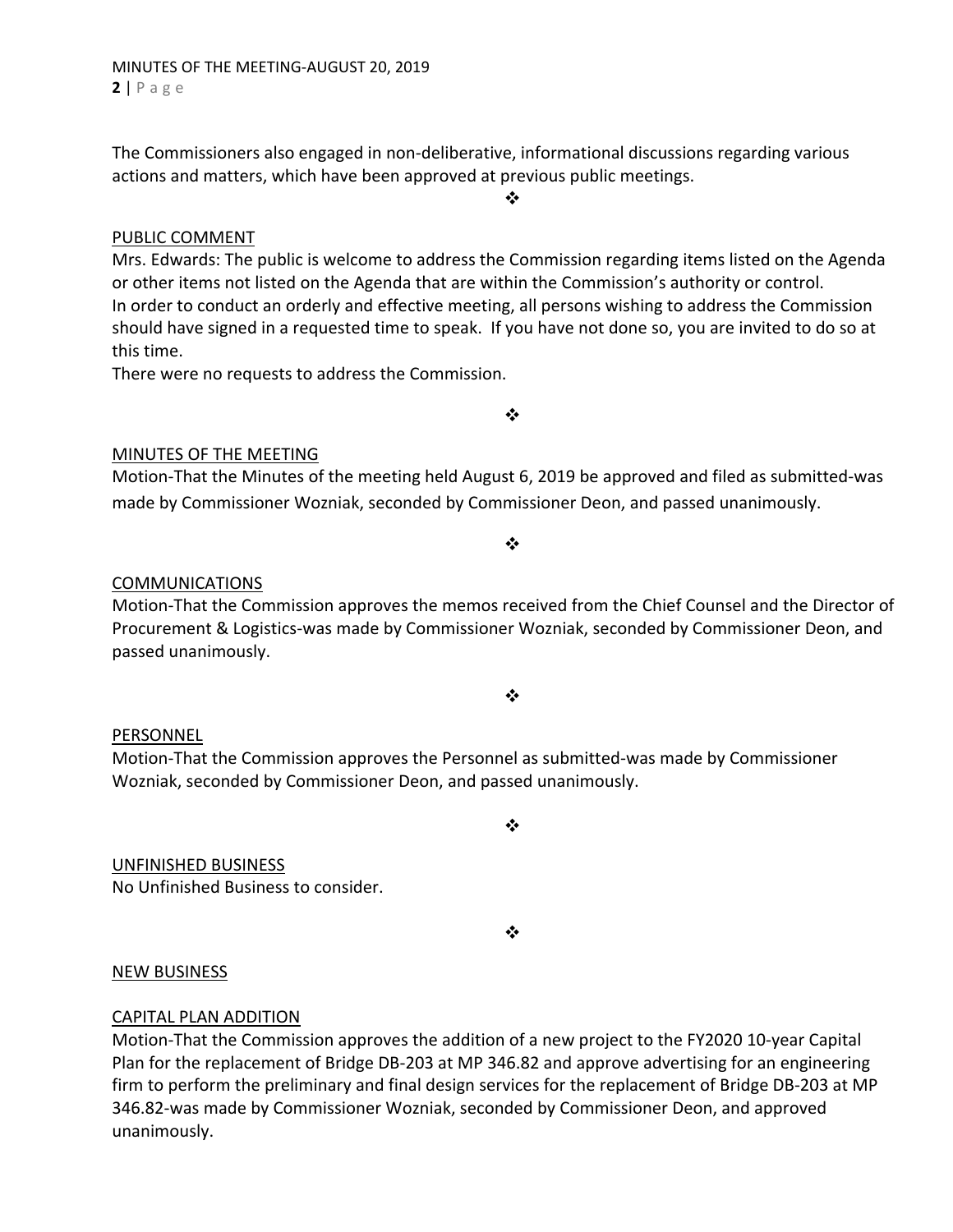The Commissioners also engaged in non-deliberative, informational discussions regarding various actions and matters, which have been approved at previous public meetings.

❖

PUBLIC COMMENT

Mrs. Edwards: The public is welcome to address the Commission regarding items listed on the Agenda or other items not listed on the Agenda that are within the Commission's authority or control. In order to conduct an orderly and effective meeting, all persons wishing to address the Commission should have signed in a requested time to speak. If you have not done so, you are invited to do so at this time.

There were no requests to address the Commission.

❖

MINUTES OF THE MEETING

Motion-That the Minutes of the meeting held August 6, 2019 be approved and filed as submitted-was made by Commissioner Wozniak, seconded by Commissioner Deon, and passed unanimously.

❖

COMMUNICATIONS

Motion-That the Commission approves the memos received from the Chief Counsel and the Director of Procurement & Logistics-was made by Commissioner Wozniak, seconded by Commissioner Deon, and passed unanimously.

❖

PERSONNEL

Motion-That the Commission approves the Personnel as submitted-was made by Commissioner Wozniak, seconded by Commissioner Deon, and passed unanimously.

❖

UNFINISHED BUSINESS

No Unfinished Business to consider.

❖

NEW BUSINESS

CAPITAL PLAN ADDITION

Motion-That the Commission approves the addition of a new project to the FY2020 10-year Capital Plan for the replacement of Bridge DB-203 at MP 346.82 and approve advertising for an engineering firm to perform the preliminary and final design services for the replacement of Bridge DB-203 at MP 346.82-was made by Commissioner Wozniak, seconded by Commissioner Deon, and approved unanimously.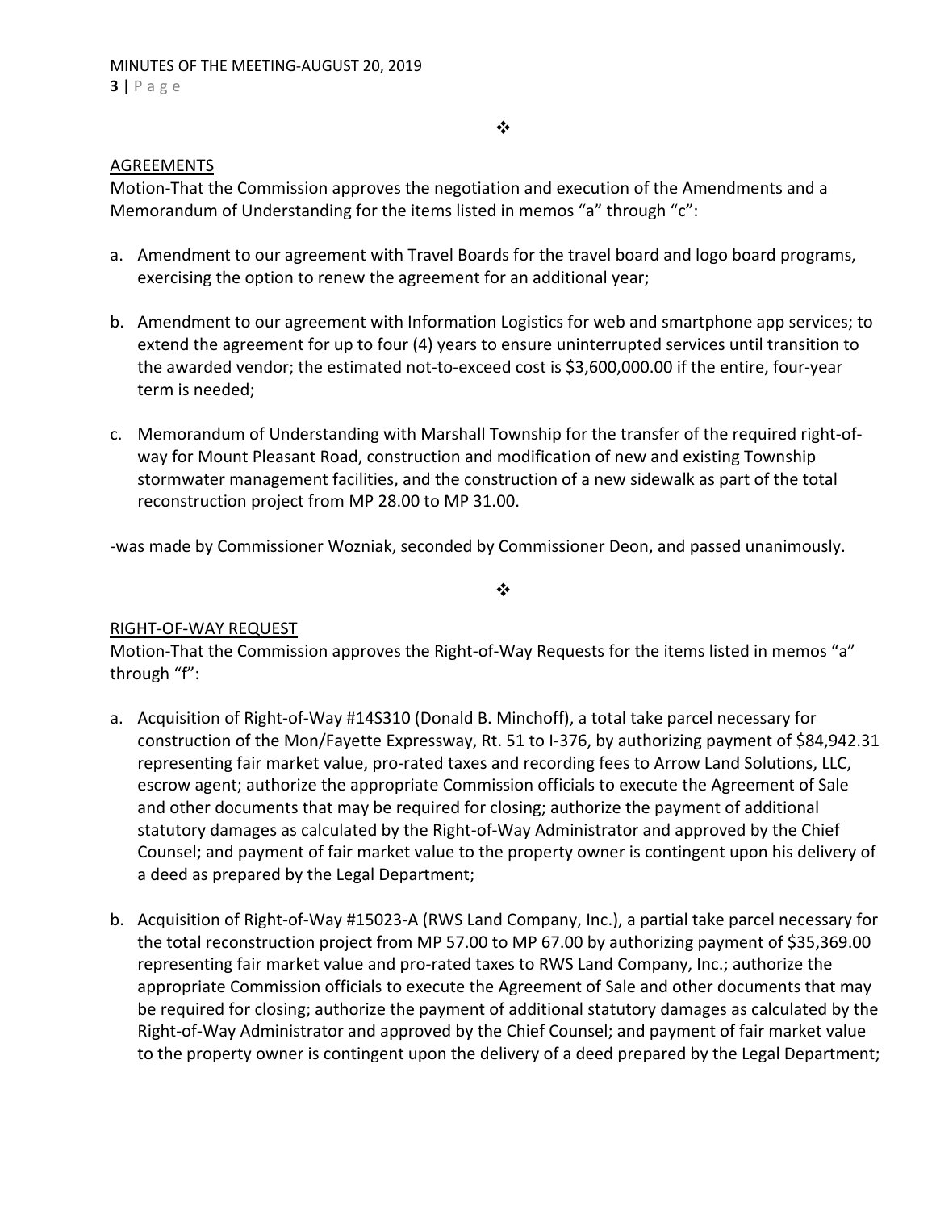❖

AGREEMENTS

Motion-That the Commission approves the negotiation and execution of the Amendments and a Memorandum of Understanding for the items listed in memos "a" through "c":

a. Amendment to our agreement with Travel Boards for the travel board and logo board programs, exercising the option to renew the agreement for an additional year;

b. Amendment to our agreement with Information Logistics for web and smartphone app services; to extend the agreement for up to four (4) years to ensure uninterrupted services until transition to the awarded vendor; the estimated not-to-exceed cost is $3,600,000.00 if the entire, four-year term is needed;

c. Memorandum of Understanding with Marshall Township for the transfer of the required right-of-way for Mount Pleasant Road, construction and modification of new and existing Township stormwater management facilities, and the construction of a new sidewalk as part of the total reconstruction project from MP 28.00 to MP 31.00.

-was made by Commissioner Wozniak, seconded by Commissioner Deon, and passed unanimously.

❖

RIGHT-OF-WAY REQUEST

Motion-That the Commission approves the Right-of-Way Requests for the items listed in memos "a" through "f":

a. Acquisition of Right-of-Way #14S310 (Donald B. Minchoff), a total take parcel necessary for construction of the Mon/Fayette Expressway, Rt. 51 to I-376, by authorizing payment of $84,942.31 representing fair market value, pro-rated taxes and recording fees to Arrow Land Solutions, LLC, escrow agent; authorize the appropriate Commission officials to execute the Agreement of Sale and other documents that may be required for closing; authorize the payment of additional statutory damages as calculated by the Right-of-Way Administrator and approved by the Chief Counsel; and payment of fair market value to the property owner is contingent upon his delivery of a deed as prepared by the Legal Department;

b. Acquisition of Right-of-Way #15023-A (RWS Land Company, Inc.), a partial take parcel necessary for the total reconstruction project from MP 57.00 to MP 67.00 by authorizing payment of $35,369.00 representing fair market value and pro-rated taxes to RWS Land Company, Inc.; authorize the appropriate Commission officials to execute the Agreement of Sale and other documents that may be required for closing; authorize the payment of additional statutory damages as calculated by the Right-of-Way Administrator and approved by the Chief Counsel; and payment of fair market value to the property owner is contingent upon the delivery of a deed prepared by the Legal Department;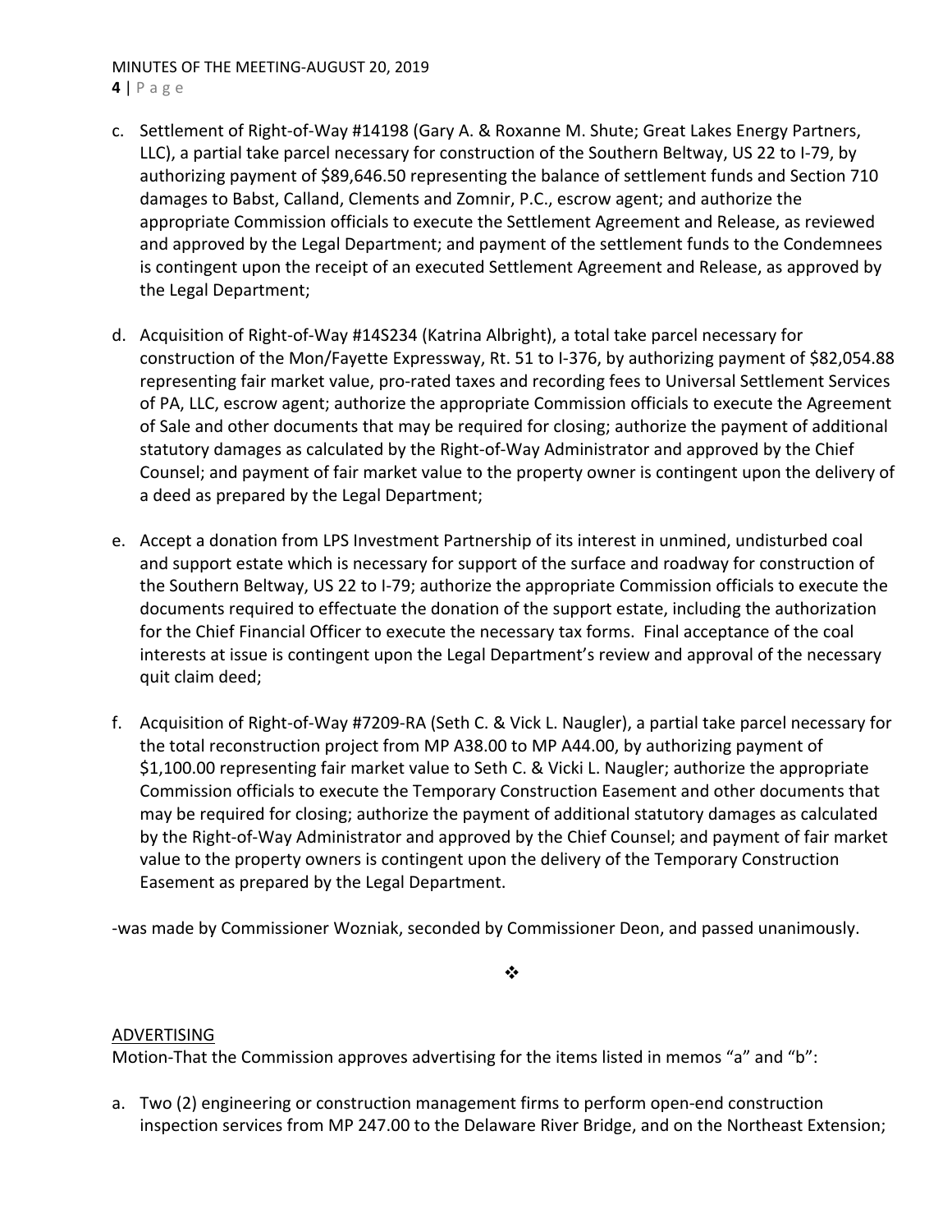c. Settlement of Right-of-Way #14198 (Gary A. & Roxanne M. Shute; Great Lakes Energy Partners, LLC), a partial take parcel necessary for construction of the Southern Beltway, US 22 to I-79, by authorizing payment of $89,646.50 representing the balance of settlement funds and Section 710 damages to Babst, Calland, Clements and Zomnir, P.C., escrow agent; and authorize the appropriate Commission officials to execute the Settlement Agreement and Release, as reviewed and approved by the Legal Department; and payment of the settlement funds to the Condemnees is contingent upon the receipt of an executed Settlement Agreement and Release, as approved by the Legal Department;

d. Acquisition of Right-of-Way #14S234 (Katrina Albright), a total take parcel necessary for construction of the Mon/Fayette Expressway, Rt. 51 to I-376, by authorizing payment of $82,054.88 representing fair market value, pro-rated taxes and recording fees to Universal Settlement Services of PA, LLC, escrow agent; authorize the appropriate Commission officials to execute the Agreement of Sale and other documents that may be required for closing; authorize the payment of additional statutory damages as calculated by the Right-of-Way Administrator and approved by the Chief Counsel; and payment of fair market value to the property owner is contingent upon the delivery of a deed as prepared by the Legal Department;

e. Accept a donation from LPS Investment Partnership of its interest in unmined, undisturbed coal and support estate which is necessary for support of the surface and roadway for construction of the Southern Beltway, US 22 to I-79; authorize the appropriate Commission officials to execute the documents required to effectuate the donation of the support estate, including the authorization for the Chief Financial Officer to execute the necessary tax forms. Final acceptance of the coal interests at issue is contingent upon the Legal Department's review and approval of the necessary quit claim deed;

f. Acquisition of Right-of-Way #7209-RA (Seth C. & Vick L. Naugler), a partial take parcel necessary for the total reconstruction project from MP A38.00 to MP A44.00, by authorizing payment of $1,100.00 representing fair market value to Seth C. & Vicki L. Naugler; authorize the appropriate Commission officials to execute the Temporary Construction Easement and other documents that may be required for closing; authorize the payment of additional statutory damages as calculated by the Right-of-Way Administrator and approved by the Chief Counsel; and payment of fair market value to the property owners is contingent upon the delivery of the Temporary Construction Easement as prepared by the Legal Department.

-was made by Commissioner Wozniak, seconded by Commissioner Deon, and passed unanimously.

❖

ADVERTISING

Motion-That the Commission approves advertising for the items listed in memos "a" and "b":

a. Two (2) engineering or construction management firms to perform open-end construction inspection services from MP 247.00 to the Delaware River Bridge, and on the Northeast Extension;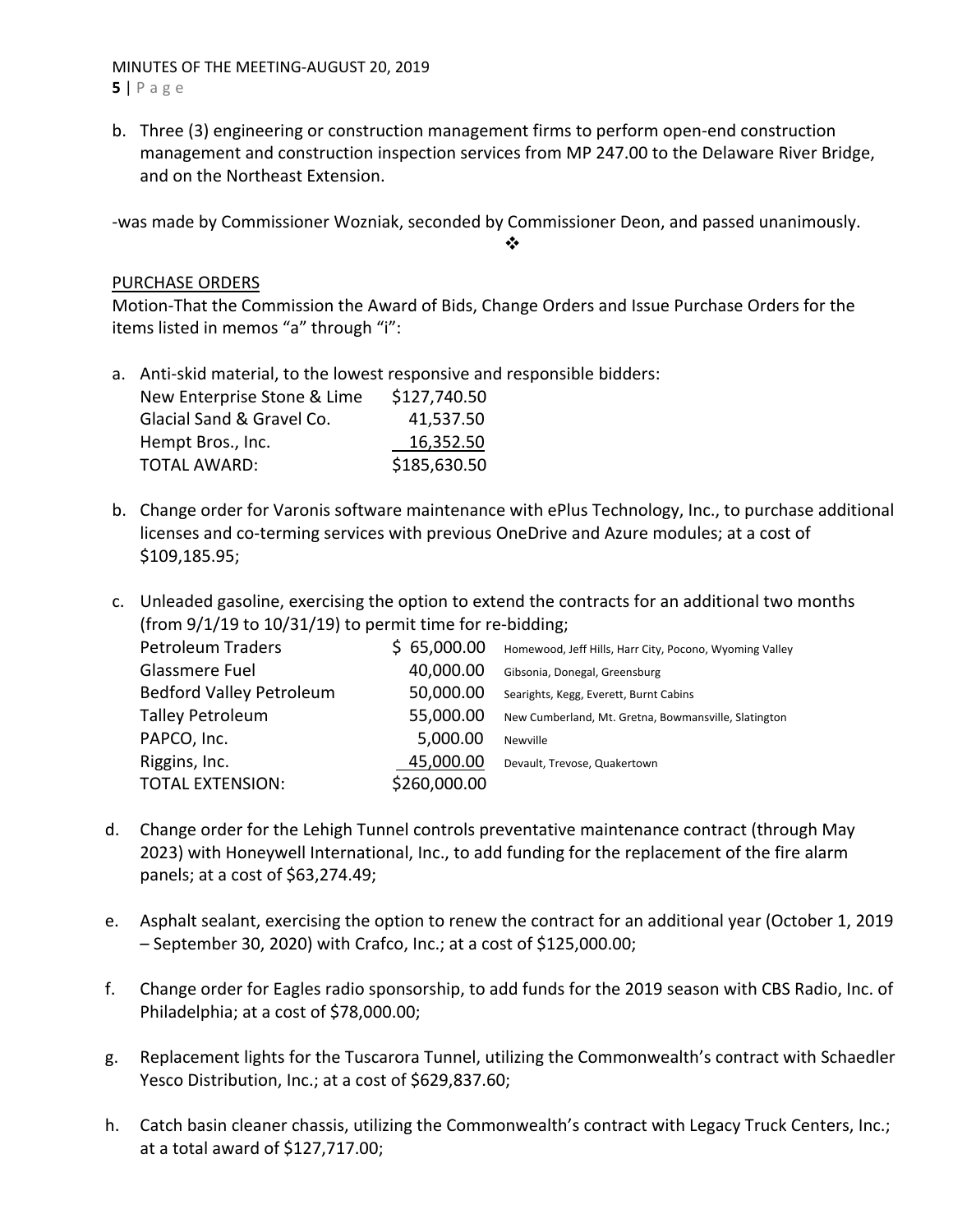b. Three (3) engineering or construction management firms to perform open-end construction management and construction inspection services from MP 247.00 to the Delaware River Bridge, and on the Northeast Extension.

-was made by Commissioner Wozniak, seconded by Commissioner Deon, and passed unanimously.

❖

PURCHASE ORDERS

Motion-That the Commission the Award of Bids, Change Orders and Issue Purchase Orders for the items listed in memos "a" through "i":

a. Anti-skid material, to the lowest responsive and responsible bidders:

| | |
|---|---|
| New Enterprise Stone & Lime | $127,740.50 |
| Glacial Sand & Gravel Co. | 41,537.50 |
| Hempt Bros., Inc. | 16,352.50 |
| TOTAL AWARD: | $185,630.50 |

b. Change order for Varonis software maintenance with ePlus Technology, Inc., to purchase additional licenses and co-terming services with previous OneDrive and Azure modules; at a cost of $109,185.95;

c. Unleaded gasoline, exercising the option to extend the contracts for an additional two months (from 9/1/19 to 10/31/19) to permit time for re-bidding;

| | | |
|---|---|---|
| Petroleum Traders | $ 65,000.00 | Homewood, Jeff Hills, Harr City, Pocono, Wyoming Valley |
| Glassmere Fuel | 40,000.00 | Gibsonia, Donegal, Greensburg |
| Bedford Valley Petroleum | 50,000.00 | Searights, Kegg, Everett, Burnt Cabins |
| Talley Petroleum | 55,000.00 | New Cumberland, Mt. Gretna, Bowmansville, Slatington |
| PAPCO, Inc. | 5,000.00 | Newville |
| Riggins, Inc. | 45,000.00 | Devault, Trevose, Quakertown |
| TOTAL EXTENSION: | $260,000.00 | |

d. Change order for the Lehigh Tunnel controls preventative maintenance contract (through May 2023) with Honeywell International, Inc., to add funding for the replacement of the fire alarm panels; at a cost of $63,274.49;

e. Asphalt sealant, exercising the option to renew the contract for an additional year (October 1, 2019 – September 30, 2020) with Crafco, Inc.; at a cost of $125,000.00;

f. Change order for Eagles radio sponsorship, to add funds for the 2019 season with CBS Radio, Inc. of Philadelphia; at a cost of $78,000.00;

g. Replacement lights for the Tuscarora Tunnel, utilizing the Commonwealth's contract with Schaedler Yesco Distribution, Inc.; at a cost of $629,837.60;

h. Catch basin cleaner chassis, utilizing the Commonwealth's contract with Legacy Truck Centers, Inc.; at a total award of $127,717.00;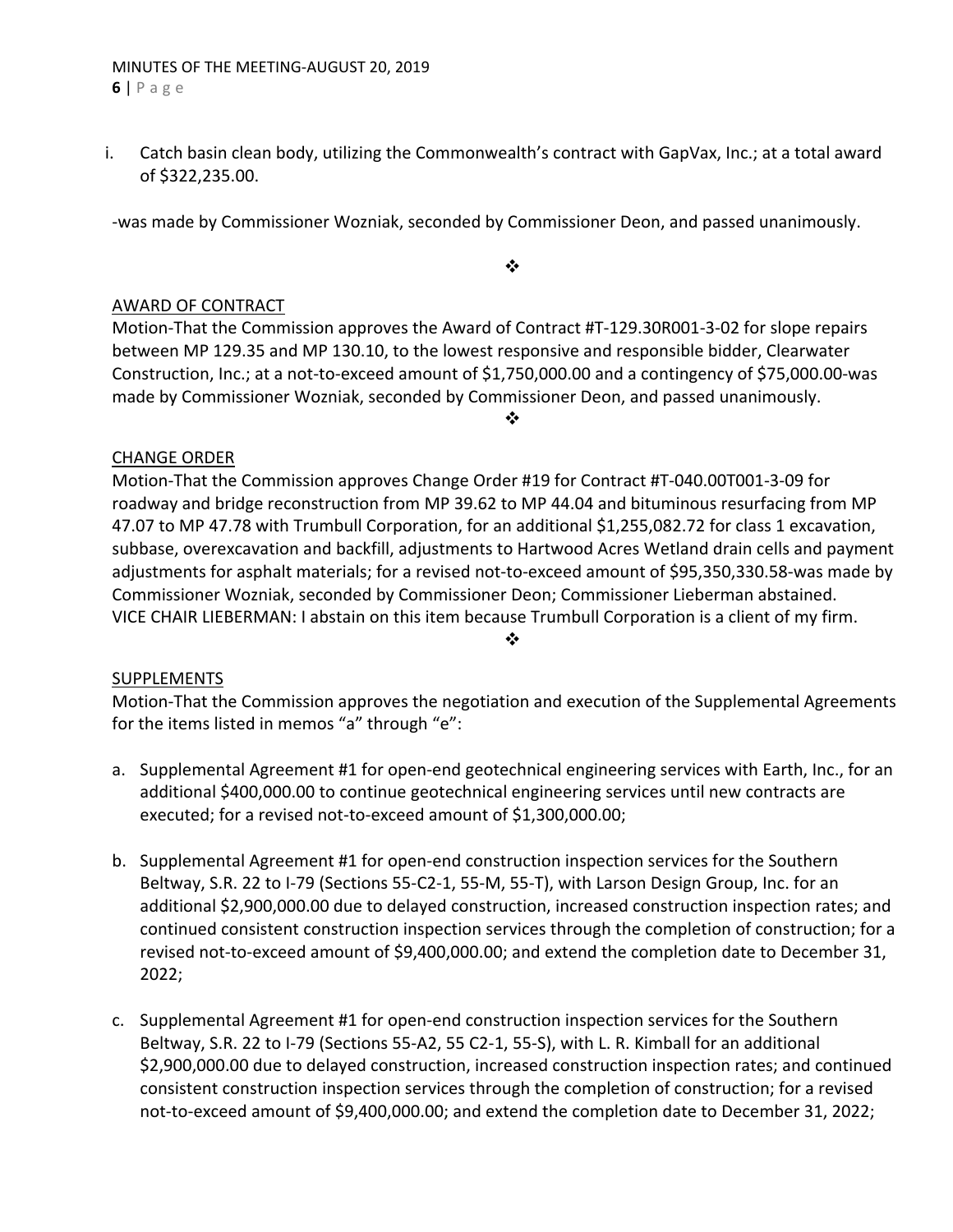i. Catch basin clean body, utilizing the Commonwealth's contract with GapVax, Inc.; at a total award of $322,235.00.

-was made by Commissioner Wozniak, seconded by Commissioner Deon, and passed unanimously.

❖

AWARD OF CONTRACT

Motion-That the Commission approves the Award of Contract #T-129.30R001-3-02 for slope repairs between MP 129.35 and MP 130.10, to the lowest responsive and responsible bidder, Clearwater Construction, Inc.; at a not-to-exceed amount of $1,750,000.00 and a contingency of $75,000.00-was made by Commissioner Wozniak, seconded by Commissioner Deon, and passed unanimously.

❖

CHANGE ORDER

Motion-That the Commission approves Change Order #19 for Contract #T-040.00T001-3-09 for roadway and bridge reconstruction from MP 39.62 to MP 44.04 and bituminous resurfacing from MP 47.07 to MP 47.78 with Trumbull Corporation, for an additional $1,255,082.72 for class 1 excavation, subbase, overexcavation and backfill, adjustments to Hartwood Acres Wetland drain cells and payment adjustments for asphalt materials; for a revised not-to-exceed amount of $95,350,330.58-was made by Commissioner Wozniak, seconded by Commissioner Deon; Commissioner Lieberman abstained.
VICE CHAIR LIEBERMAN: I abstain on this item because Trumbull Corporation is a client of my firm.

❖

SUPPLEMENTS

Motion-That the Commission approves the negotiation and execution of the Supplemental Agreements for the items listed in memos "a" through "e":

a. Supplemental Agreement #1 for open-end geotechnical engineering services with Earth, Inc., for an additional $400,000.00 to continue geotechnical engineering services until new contracts are executed; for a revised not-to-exceed amount of $1,300,000.00;

b. Supplemental Agreement #1 for open-end construction inspection services for the Southern Beltway, S.R. 22 to I-79 (Sections 55-C2-1, 55-M, 55-T), with Larson Design Group, Inc. for an additional $2,900,000.00 due to delayed construction, increased construction inspection rates; and continued consistent construction inspection services through the completion of construction; for a revised not-to-exceed amount of $9,400,000.00; and extend the completion date to December 31, 2022;

c. Supplemental Agreement #1 for open-end construction inspection services for the Southern Beltway, S.R. 22 to I-79 (Sections 55-A2, 55 C2-1, 55-S), with L. R. Kimball for an additional $2,900,000.00 due to delayed construction, increased construction inspection rates; and continued consistent construction inspection services through the completion of construction; for a revised not-to-exceed amount of $9,400,000.00; and extend the completion date to December 31, 2022;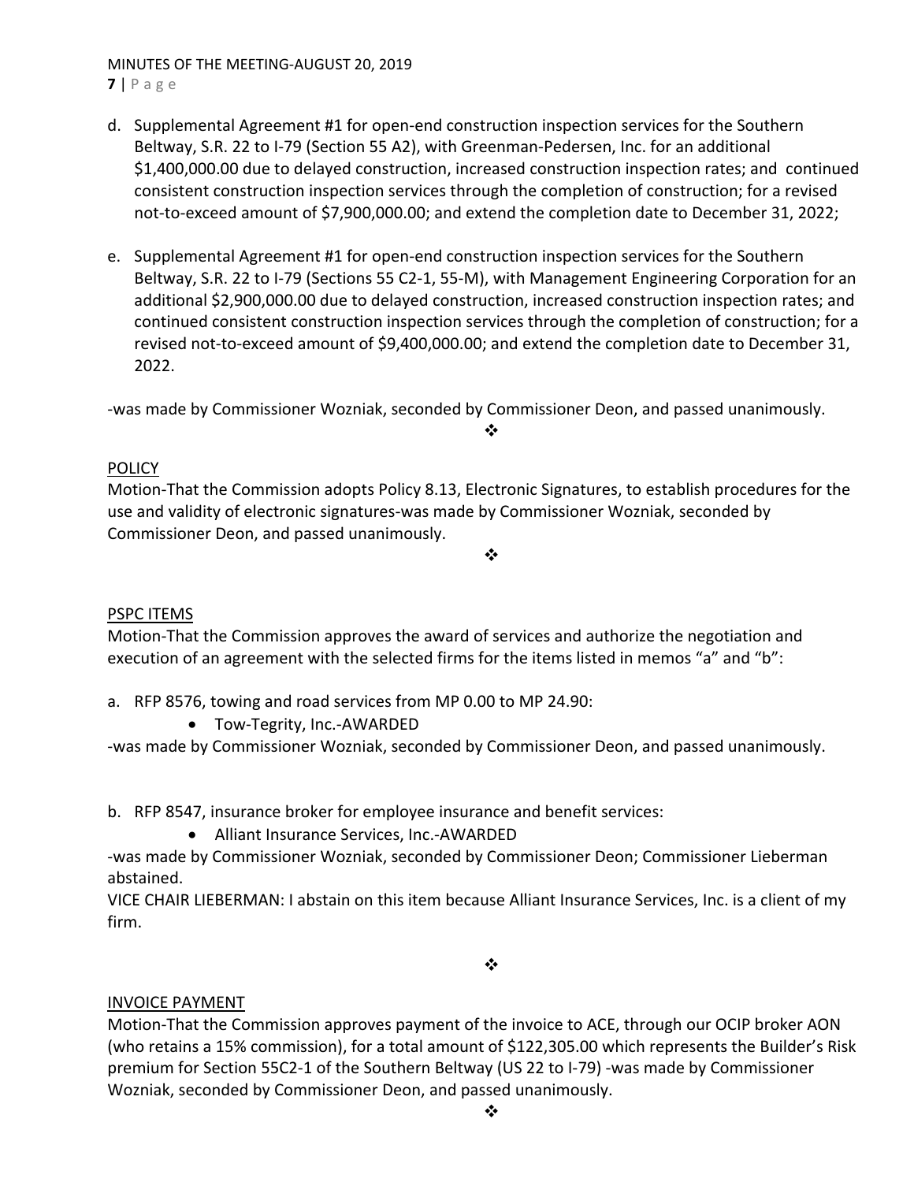d. Supplemental Agreement #1 for open-end construction inspection services for the Southern Beltway, S.R. 22 to I-79 (Section 55 A2), with Greenman-Pedersen, Inc. for an additional $1,400,000.00 due to delayed construction, increased construction inspection rates; and continued consistent construction inspection services through the completion of construction; for a revised not-to-exceed amount of $7,900,000.00; and extend the completion date to December 31, 2022;

e. Supplemental Agreement #1 for open-end construction inspection services for the Southern Beltway, S.R. 22 to I-79 (Sections 55 C2-1, 55-M), with Management Engineering Corporation for an additional $2,900,000.00 due to delayed construction, increased construction inspection rates; and continued consistent construction inspection services through the completion of construction; for a revised not-to-exceed amount of $9,400,000.00; and extend the completion date to December 31, 2022.

-was made by Commissioner Wozniak, seconded by Commissioner Deon, and passed unanimously.

❖

POLICY

Motion-That the Commission adopts Policy 8.13, Electronic Signatures, to establish procedures for the use and validity of electronic signatures-was made by Commissioner Wozniak, seconded by Commissioner Deon, and passed unanimously.

❖

PSPC ITEMS

Motion-That the Commission approves the award of services and authorize the negotiation and execution of an agreement with the selected firms for the items listed in memos "a" and "b":

a. RFP 8576, towing and road services from MP 0.00 to MP 24.90:
   - Tow-Tegrity, Inc.-AWARDED

-was made by Commissioner Wozniak, seconded by Commissioner Deon, and passed unanimously.

b. RFP 8547, insurance broker for employee insurance and benefit services:
   - Alliant Insurance Services, Inc.-AWARDED

-was made by Commissioner Wozniak, seconded by Commissioner Deon; Commissioner Lieberman abstained.

VICE CHAIR LIEBERMAN: I abstain on this item because Alliant Insurance Services, Inc. is a client of my firm.

❖

INVOICE PAYMENT

Motion-That the Commission approves payment of the invoice to ACE, through our OCIP broker AON (who retains a 15% commission), for a total amount of $122,305.00 which represents the Builder's Risk premium for Section 55C2-1 of the Southern Beltway (US 22 to I-79) -was made by Commissioner Wozniak, seconded by Commissioner Deon, and passed unanimously.

❖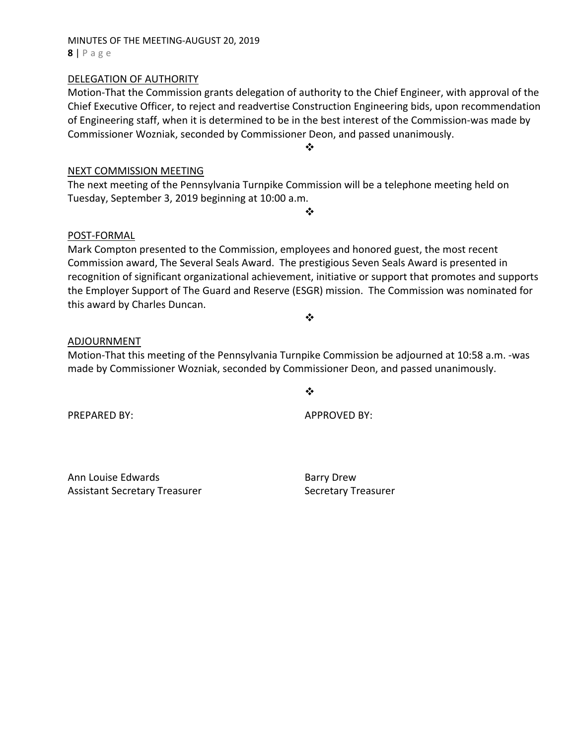DELEGATION OF AUTHORITY

Motion-That the Commission grants delegation of authority to the Chief Engineer, with approval of the Chief Executive Officer, to reject and readvertise Construction Engineering bids, upon recommendation of Engineering staff, when it is determined to be in the best interest of the Commission-was made by Commissioner Wozniak, seconded by Commissioner Deon, and passed unanimously.

❖

NEXT COMMISSION MEETING

The next meeting of the Pennsylvania Turnpike Commission will be a telephone meeting held on Tuesday, September 3, 2019 beginning at 10:00 a.m.

❖

POST-FORMAL

Mark Compton presented to the Commission, employees and honored guest, the most recent Commission award, The Several Seals Award. The prestigious Seven Seals Award is presented in recognition of significant organizational achievement, initiative or support that promotes and supports the Employer Support of The Guard and Reserve (ESGR) mission. The Commission was nominated for this award by Charles Duncan.

❖

ADJOURNMENT

Motion-That this meeting of the Pennsylvania Turnpike Commission be adjourned at 10:58 a.m. -was made by Commissioner Wozniak, seconded by Commissioner Deon, and passed unanimously.

❖

| | |
|---|---|
| PREPARED BY: | APPROVED BY: |
| Ann Louise Edwards<br>Assistant Secretary Treasurer | Barry Drew<br>Secretary Treasurer |